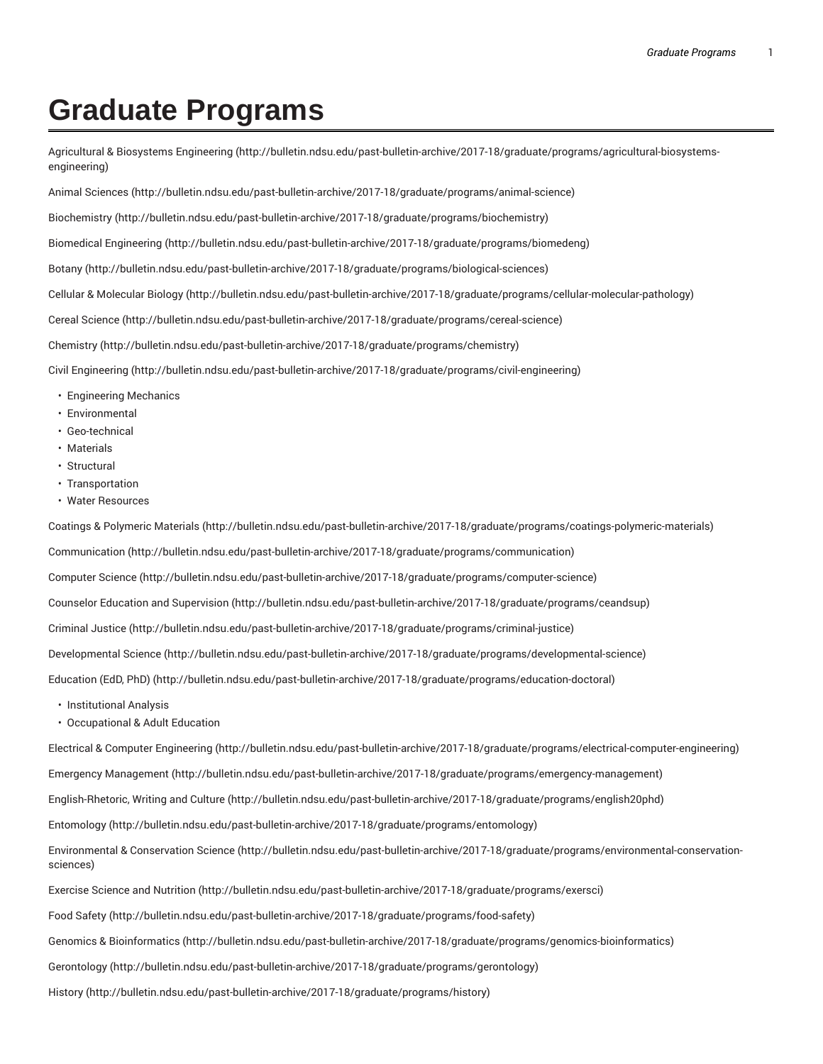# Graduate Programs

Agricultural & Biosystems Engineering (http://bulletin.ndsu.edu/past-bulletin-archive/2017-18/graduate/programs/agricultural-biosystems-engineering)

Animal Sciences (http://bulletin.ndsu.edu/past-bulletin-archive/2017-18/graduate/programs/animal-science)

Biochemistry (http://bulletin.ndsu.edu/past-bulletin-archive/2017-18/graduate/programs/biochemistry)

Biomedical Engineering (http://bulletin.ndsu.edu/past-bulletin-archive/2017-18/graduate/programs/biomedeng)

Botany (http://bulletin.ndsu.edu/past-bulletin-archive/2017-18/graduate/programs/biological-sciences)

Cellular & Molecular Biology (http://bulletin.ndsu.edu/past-bulletin-archive/2017-18/graduate/programs/cellular-molecular-pathology)

Cereal Science (http://bulletin.ndsu.edu/past-bulletin-archive/2017-18/graduate/programs/cereal-science)

Chemistry (http://bulletin.ndsu.edu/past-bulletin-archive/2017-18/graduate/programs/chemistry)

Civil Engineering (http://bulletin.ndsu.edu/past-bulletin-archive/2017-18/graduate/programs/civil-engineering)

- Engineering Mechanics
- Environmental
- Geo-technical
- Materials
- Structural
- Transportation
- Water Resources

Coatings & Polymeric Materials (http://bulletin.ndsu.edu/past-bulletin-archive/2017-18/graduate/programs/coatings-polymeric-materials)

Communication (http://bulletin.ndsu.edu/past-bulletin-archive/2017-18/graduate/programs/communication)

Computer Science (http://bulletin.ndsu.edu/past-bulletin-archive/2017-18/graduate/programs/computer-science)

Counselor Education and Supervision (http://bulletin.ndsu.edu/past-bulletin-archive/2017-18/graduate/programs/ceandsup)

Criminal Justice (http://bulletin.ndsu.edu/past-bulletin-archive/2017-18/graduate/programs/criminal-justice)

Developmental Science (http://bulletin.ndsu.edu/past-bulletin-archive/2017-18/graduate/programs/developmental-science)

Education (EdD, PhD) (http://bulletin.ndsu.edu/past-bulletin-archive/2017-18/graduate/programs/education-doctoral)

- Institutional Analysis
- Occupational & Adult Education

Electrical & Computer Engineering (http://bulletin.ndsu.edu/past-bulletin-archive/2017-18/graduate/programs/electrical-computer-engineering)

Emergency Management (http://bulletin.ndsu.edu/past-bulletin-archive/2017-18/graduate/programs/emergency-management)

English-Rhetoric, Writing and Culture (http://bulletin.ndsu.edu/past-bulletin-archive/2017-18/graduate/programs/english20phd)

Entomology (http://bulletin.ndsu.edu/past-bulletin-archive/2017-18/graduate/programs/entomology)

Environmental & Conservation Science (http://bulletin.ndsu.edu/past-bulletin-archive/2017-18/graduate/programs/environmental-conservation-sciences)

Exercise Science and Nutrition (http://bulletin.ndsu.edu/past-bulletin-archive/2017-18/graduate/programs/exersci)

Food Safety (http://bulletin.ndsu.edu/past-bulletin-archive/2017-18/graduate/programs/food-safety)

Genomics & Bioinformatics (http://bulletin.ndsu.edu/past-bulletin-archive/2017-18/graduate/programs/genomics-bioinformatics)

Gerontology (http://bulletin.ndsu.edu/past-bulletin-archive/2017-18/graduate/programs/gerontology)

History (http://bulletin.ndsu.edu/past-bulletin-archive/2017-18/graduate/programs/history)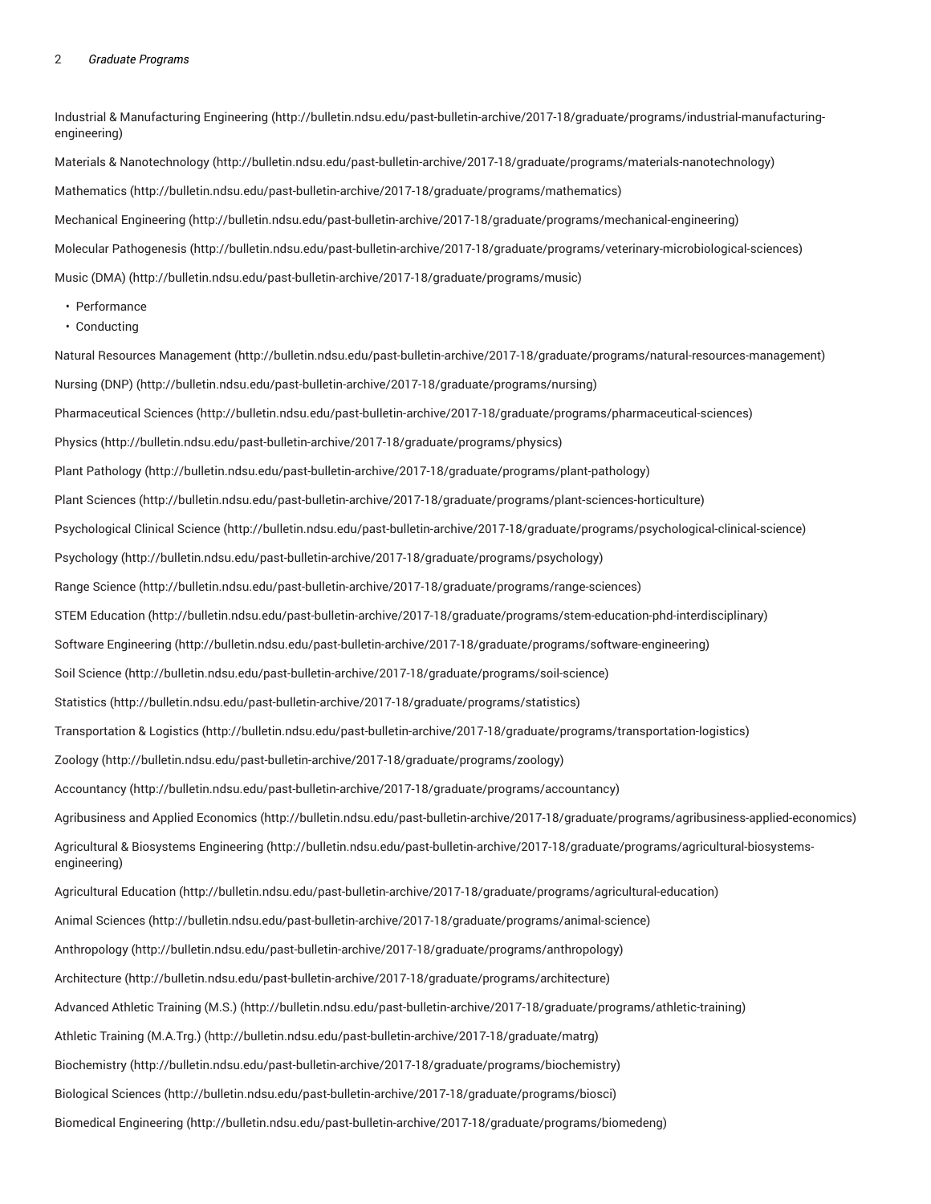Industrial & Manufacturing Engineering (http://bulletin.ndsu.edu/past-bulletin-archive/2017-18/graduate/programs/industrial-manufacturing-engineering)

Materials & Nanotechnology (http://bulletin.ndsu.edu/past-bulletin-archive/2017-18/graduate/programs/materials-nanotechnology)

Mathematics (http://bulletin.ndsu.edu/past-bulletin-archive/2017-18/graduate/programs/mathematics)

Mechanical Engineering (http://bulletin.ndsu.edu/past-bulletin-archive/2017-18/graduate/programs/mechanical-engineering)

Molecular Pathogenesis (http://bulletin.ndsu.edu/past-bulletin-archive/2017-18/graduate/programs/veterinary-microbiological-sciences)

Music (DMA) (http://bulletin.ndsu.edu/past-bulletin-archive/2017-18/graduate/programs/music)

- Performance
- Conducting

Natural Resources Management (http://bulletin.ndsu.edu/past-bulletin-archive/2017-18/graduate/programs/natural-resources-management)

Nursing (DNP) (http://bulletin.ndsu.edu/past-bulletin-archive/2017-18/graduate/programs/nursing)

Pharmaceutical Sciences (http://bulletin.ndsu.edu/past-bulletin-archive/2017-18/graduate/programs/pharmaceutical-sciences)

Physics (http://bulletin.ndsu.edu/past-bulletin-archive/2017-18/graduate/programs/physics)

Plant Pathology (http://bulletin.ndsu.edu/past-bulletin-archive/2017-18/graduate/programs/plant-pathology)

Plant Sciences (http://bulletin.ndsu.edu/past-bulletin-archive/2017-18/graduate/programs/plant-sciences-horticulture)

Psychological Clinical Science (http://bulletin.ndsu.edu/past-bulletin-archive/2017-18/graduate/programs/psychological-clinical-science)

Psychology (http://bulletin.ndsu.edu/past-bulletin-archive/2017-18/graduate/programs/psychology)

Range Science (http://bulletin.ndsu.edu/past-bulletin-archive/2017-18/graduate/programs/range-sciences)

STEM Education (http://bulletin.ndsu.edu/past-bulletin-archive/2017-18/graduate/programs/stem-education-phd-interdisciplinary)

Software Engineering (http://bulletin.ndsu.edu/past-bulletin-archive/2017-18/graduate/programs/software-engineering)

Soil Science (http://bulletin.ndsu.edu/past-bulletin-archive/2017-18/graduate/programs/soil-science)

Statistics (http://bulletin.ndsu.edu/past-bulletin-archive/2017-18/graduate/programs/statistics)

Transportation & Logistics (http://bulletin.ndsu.edu/past-bulletin-archive/2017-18/graduate/programs/transportation-logistics)

Zoology (http://bulletin.ndsu.edu/past-bulletin-archive/2017-18/graduate/programs/zoology)

Accountancy (http://bulletin.ndsu.edu/past-bulletin-archive/2017-18/graduate/programs/accountancy)

Agribusiness and Applied Economics (http://bulletin.ndsu.edu/past-bulletin-archive/2017-18/graduate/programs/agribusiness-applied-economics)

Agricultural & Biosystems Engineering (http://bulletin.ndsu.edu/past-bulletin-archive/2017-18/graduate/programs/agricultural-biosystems-engineering)

Agricultural Education (http://bulletin.ndsu.edu/past-bulletin-archive/2017-18/graduate/programs/agricultural-education)

Animal Sciences (http://bulletin.ndsu.edu/past-bulletin-archive/2017-18/graduate/programs/animal-science)

Anthropology (http://bulletin.ndsu.edu/past-bulletin-archive/2017-18/graduate/programs/anthropology)

Architecture (http://bulletin.ndsu.edu/past-bulletin-archive/2017-18/graduate/programs/architecture)

Advanced Athletic Training (M.S.) (http://bulletin.ndsu.edu/past-bulletin-archive/2017-18/graduate/programs/athletic-training)

Athletic Training (M.A.Trg.) (http://bulletin.ndsu.edu/past-bulletin-archive/2017-18/graduate/matrg)

Biochemistry (http://bulletin.ndsu.edu/past-bulletin-archive/2017-18/graduate/programs/biochemistry)

Biological Sciences (http://bulletin.ndsu.edu/past-bulletin-archive/2017-18/graduate/programs/biosci)

Biomedical Engineering (http://bulletin.ndsu.edu/past-bulletin-archive/2017-18/graduate/programs/biomedeng)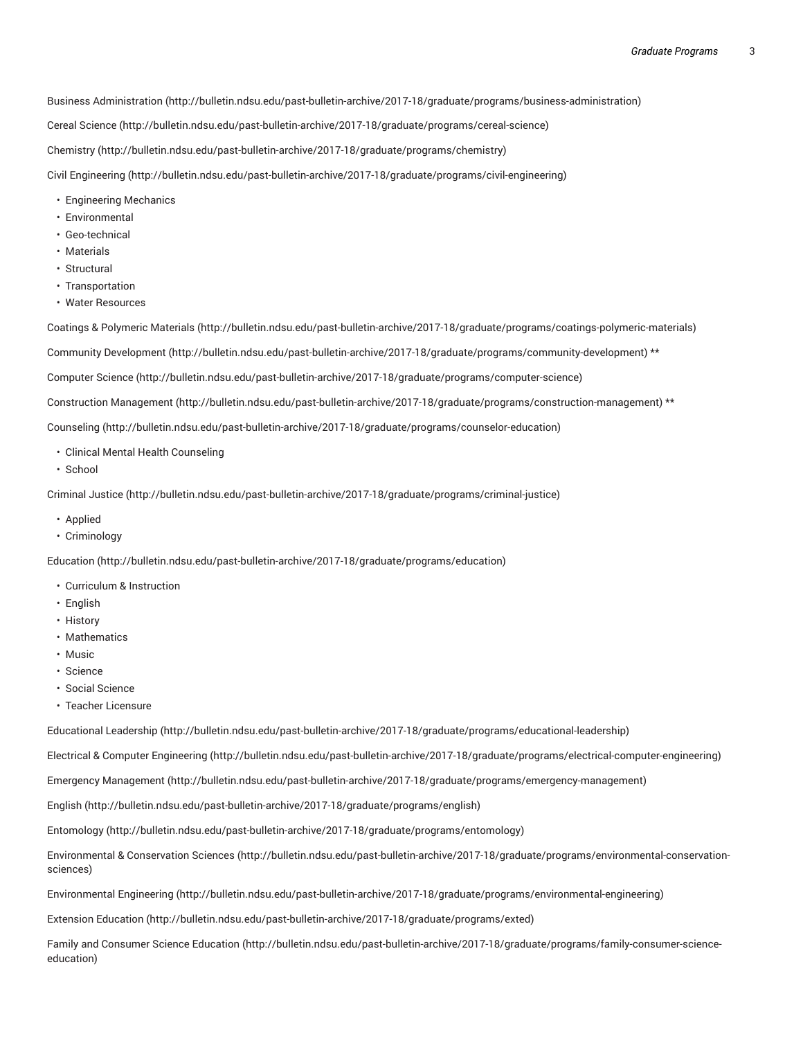Business Administration (http://bulletin.ndsu.edu/past-bulletin-archive/2017-18/graduate/programs/business-administration)

Cereal Science (http://bulletin.ndsu.edu/past-bulletin-archive/2017-18/graduate/programs/cereal-science)

Chemistry (http://bulletin.ndsu.edu/past-bulletin-archive/2017-18/graduate/programs/chemistry)

Civil Engineering (http://bulletin.ndsu.edu/past-bulletin-archive/2017-18/graduate/programs/civil-engineering)

- Engineering Mechanics
- Environmental
- Geo-technical
- Materials
- Structural
- Transportation
- Water Resources

Coatings & Polymeric Materials (http://bulletin.ndsu.edu/past-bulletin-archive/2017-18/graduate/programs/coatings-polymeric-materials)

Community Development (http://bulletin.ndsu.edu/past-bulletin-archive/2017-18/graduate/programs/community-development) **

Computer Science (http://bulletin.ndsu.edu/past-bulletin-archive/2017-18/graduate/programs/computer-science)

Construction Management (http://bulletin.ndsu.edu/past-bulletin-archive/2017-18/graduate/programs/construction-management) **

Counseling (http://bulletin.ndsu.edu/past-bulletin-archive/2017-18/graduate/programs/counselor-education)

- Clinical Mental Health Counseling
- School

Criminal Justice (http://bulletin.ndsu.edu/past-bulletin-archive/2017-18/graduate/programs/criminal-justice)

- Applied
- Criminology

Education (http://bulletin.ndsu.edu/past-bulletin-archive/2017-18/graduate/programs/education)

- Curriculum & Instruction
- English
- History
- Mathematics
- Music
- Science
- Social Science
- Teacher Licensure

Educational Leadership (http://bulletin.ndsu.edu/past-bulletin-archive/2017-18/graduate/programs/educational-leadership)

Electrical & Computer Engineering (http://bulletin.ndsu.edu/past-bulletin-archive/2017-18/graduate/programs/electrical-computer-engineering)

Emergency Management (http://bulletin.ndsu.edu/past-bulletin-archive/2017-18/graduate/programs/emergency-management)

English (http://bulletin.ndsu.edu/past-bulletin-archive/2017-18/graduate/programs/english)

Entomology (http://bulletin.ndsu.edu/past-bulletin-archive/2017-18/graduate/programs/entomology)

Environmental & Conservation Sciences (http://bulletin.ndsu.edu/past-bulletin-archive/2017-18/graduate/programs/environmental-conservation-sciences)

Environmental Engineering (http://bulletin.ndsu.edu/past-bulletin-archive/2017-18/graduate/programs/environmental-engineering)

Extension Education (http://bulletin.ndsu.edu/past-bulletin-archive/2017-18/graduate/programs/exted)

Family and Consumer Science Education (http://bulletin.ndsu.edu/past-bulletin-archive/2017-18/graduate/programs/family-consumer-science-education)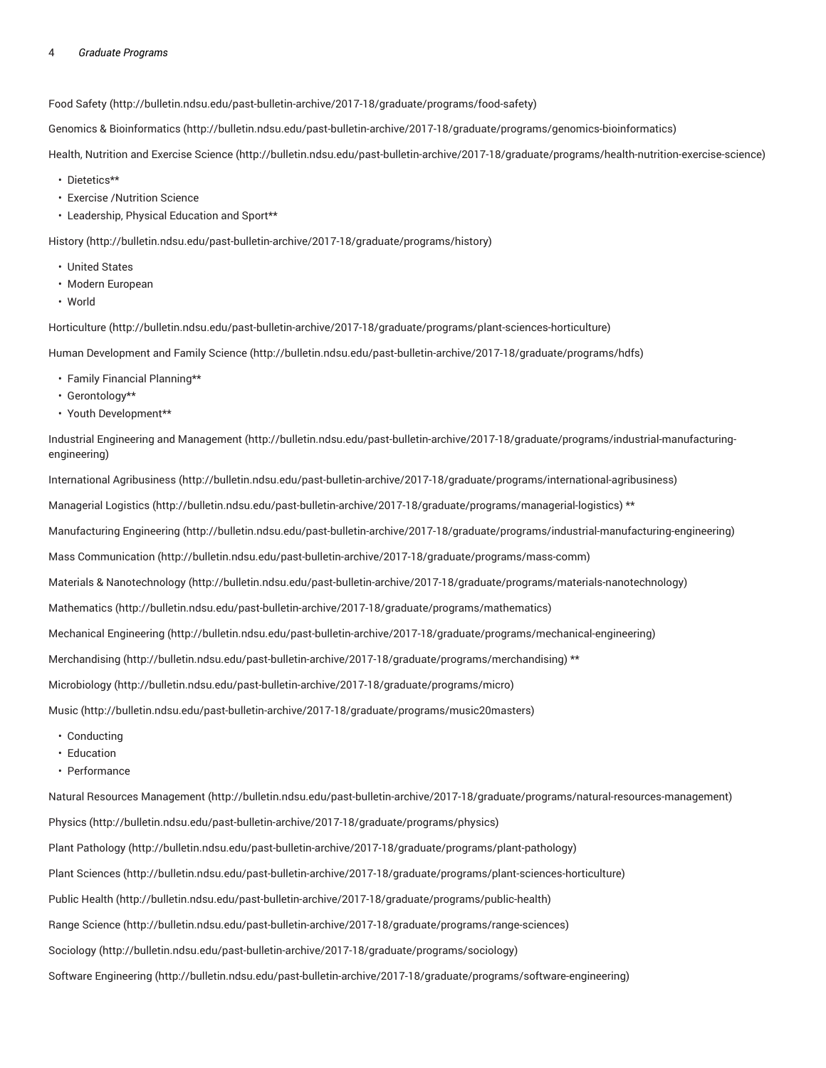Food Safety (http://bulletin.ndsu.edu/past-bulletin-archive/2017-18/graduate/programs/food-safety)

Genomics & Bioinformatics (http://bulletin.ndsu.edu/past-bulletin-archive/2017-18/graduate/programs/genomics-bioinformatics)

Health, Nutrition and Exercise Science (http://bulletin.ndsu.edu/past-bulletin-archive/2017-18/graduate/programs/health-nutrition-exercise-science)

- Dietetics**
- Exercise /Nutrition Science
- Leadership, Physical Education and Sport**

History (http://bulletin.ndsu.edu/past-bulletin-archive/2017-18/graduate/programs/history)

- United States
- Modern European
- World

Horticulture (http://bulletin.ndsu.edu/past-bulletin-archive/2017-18/graduate/programs/plant-sciences-horticulture)

Human Development and Family Science (http://bulletin.ndsu.edu/past-bulletin-archive/2017-18/graduate/programs/hdfs)

- Family Financial Planning**
- Gerontology**
- Youth Development**

Industrial Engineering and Management (http://bulletin.ndsu.edu/past-bulletin-archive/2017-18/graduate/programs/industrial-manufacturing-engineering)

International Agribusiness (http://bulletin.ndsu.edu/past-bulletin-archive/2017-18/graduate/programs/international-agribusiness)

Managerial Logistics (http://bulletin.ndsu.edu/past-bulletin-archive/2017-18/graduate/programs/managerial-logistics) **

Manufacturing Engineering (http://bulletin.ndsu.edu/past-bulletin-archive/2017-18/graduate/programs/industrial-manufacturing-engineering)

Mass Communication (http://bulletin.ndsu.edu/past-bulletin-archive/2017-18/graduate/programs/mass-comm)

Materials & Nanotechnology (http://bulletin.ndsu.edu/past-bulletin-archive/2017-18/graduate/programs/materials-nanotechnology)

Mathematics (http://bulletin.ndsu.edu/past-bulletin-archive/2017-18/graduate/programs/mathematics)

Mechanical Engineering (http://bulletin.ndsu.edu/past-bulletin-archive/2017-18/graduate/programs/mechanical-engineering)

Merchandising (http://bulletin.ndsu.edu/past-bulletin-archive/2017-18/graduate/programs/merchandising) **

Microbiology (http://bulletin.ndsu.edu/past-bulletin-archive/2017-18/graduate/programs/micro)

Music (http://bulletin.ndsu.edu/past-bulletin-archive/2017-18/graduate/programs/music20masters)

- Conducting
- Education
- Performance

Natural Resources Management (http://bulletin.ndsu.edu/past-bulletin-archive/2017-18/graduate/programs/natural-resources-management)

Physics (http://bulletin.ndsu.edu/past-bulletin-archive/2017-18/graduate/programs/physics)

Plant Pathology (http://bulletin.ndsu.edu/past-bulletin-archive/2017-18/graduate/programs/plant-pathology)

Plant Sciences (http://bulletin.ndsu.edu/past-bulletin-archive/2017-18/graduate/programs/plant-sciences-horticulture)

Public Health (http://bulletin.ndsu.edu/past-bulletin-archive/2017-18/graduate/programs/public-health)

Range Science (http://bulletin.ndsu.edu/past-bulletin-archive/2017-18/graduate/programs/range-sciences)

Sociology (http://bulletin.ndsu.edu/past-bulletin-archive/2017-18/graduate/programs/sociology)

Software Engineering (http://bulletin.ndsu.edu/past-bulletin-archive/2017-18/graduate/programs/software-engineering)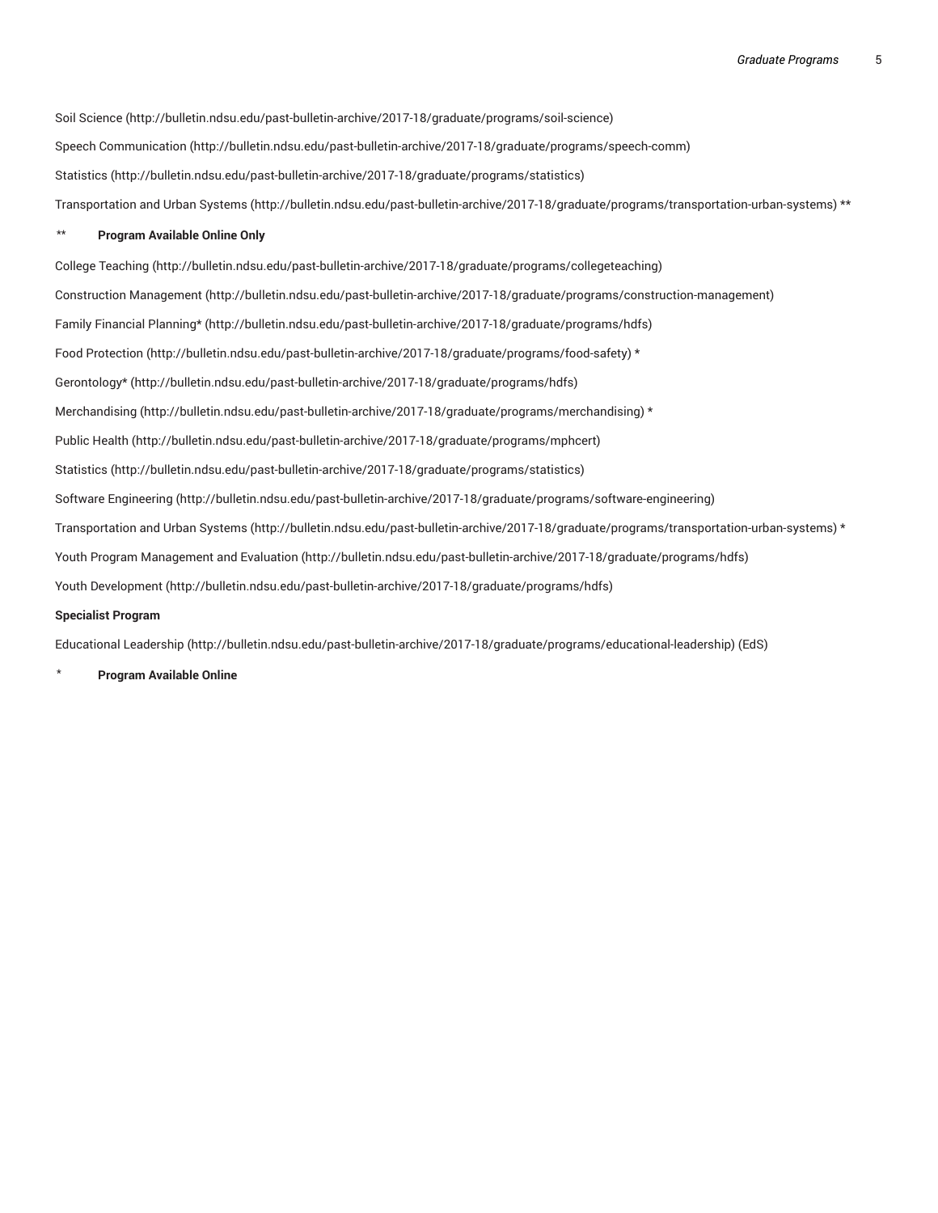Soil Science (http://bulletin.ndsu.edu/past-bulletin-archive/2017-18/graduate/programs/soil-science)

Speech Communication (http://bulletin.ndsu.edu/past-bulletin-archive/2017-18/graduate/programs/speech-comm)

Statistics (http://bulletin.ndsu.edu/past-bulletin-archive/2017-18/graduate/programs/statistics)

Transportation and Urban Systems (http://bulletin.ndsu.edu/past-bulletin-archive/2017-18/graduate/programs/transportation-urban-systems) **

** **Program Available Online Only**

College Teaching (http://bulletin.ndsu.edu/past-bulletin-archive/2017-18/graduate/programs/collegeteaching)

Construction Management (http://bulletin.ndsu.edu/past-bulletin-archive/2017-18/graduate/programs/construction-management)

Family Financial Planning* (http://bulletin.ndsu.edu/past-bulletin-archive/2017-18/graduate/programs/hdfs)

Food Protection (http://bulletin.ndsu.edu/past-bulletin-archive/2017-18/graduate/programs/food-safety) *

Gerontology* (http://bulletin.ndsu.edu/past-bulletin-archive/2017-18/graduate/programs/hdfs)

Merchandising (http://bulletin.ndsu.edu/past-bulletin-archive/2017-18/graduate/programs/merchandising) *

Public Health (http://bulletin.ndsu.edu/past-bulletin-archive/2017-18/graduate/programs/mphcert)

Statistics (http://bulletin.ndsu.edu/past-bulletin-archive/2017-18/graduate/programs/statistics)

Software Engineering (http://bulletin.ndsu.edu/past-bulletin-archive/2017-18/graduate/programs/software-engineering)

Transportation and Urban Systems (http://bulletin.ndsu.edu/past-bulletin-archive/2017-18/graduate/programs/transportation-urban-systems) *

Youth Program Management and Evaluation (http://bulletin.ndsu.edu/past-bulletin-archive/2017-18/graduate/programs/hdfs)

Youth Development (http://bulletin.ndsu.edu/past-bulletin-archive/2017-18/graduate/programs/hdfs)

**Specialist Program**

Educational Leadership (http://bulletin.ndsu.edu/past-bulletin-archive/2017-18/graduate/programs/educational-leadership) (EdS)

* **Program Available Online**